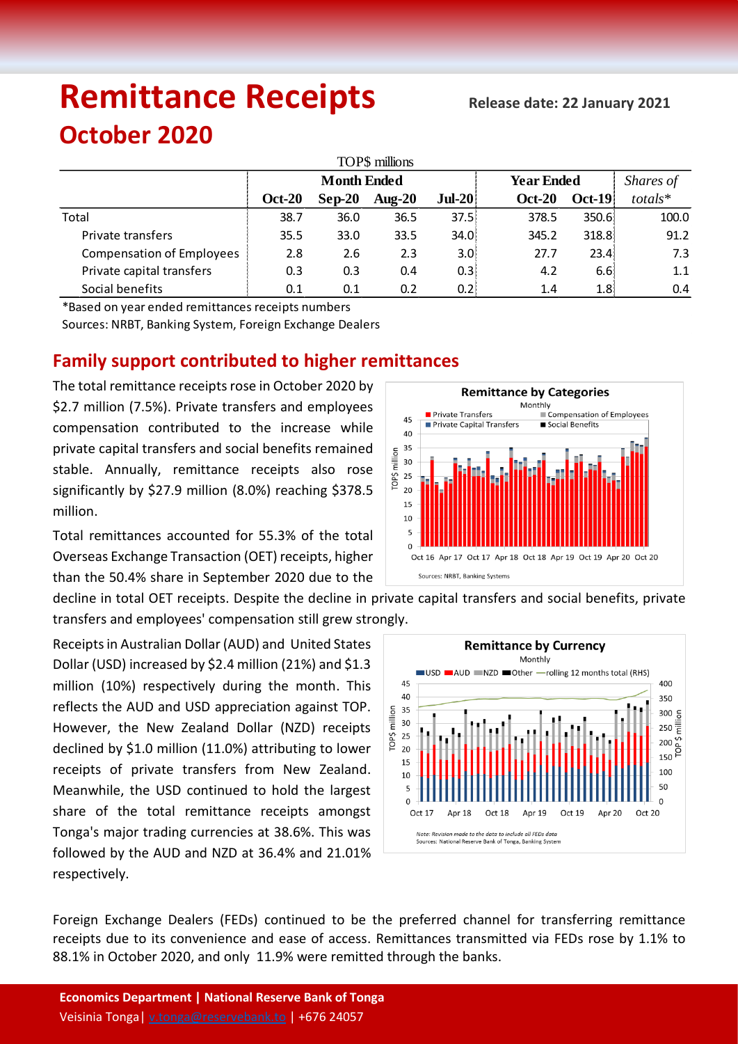# Remittance Receipts

**Release date: 22 January 2021**

## October 2020

| TOP$ millions | Month Ended | | | | Year Ended | | Shares of |
|---|---|---|---|---|---|---|---|
| | Oct-20 | Sep-20 | Aug-20 | Jul-20 | Oct-20 | Oct-19 | totals* |
| Total | 38.7 | 36.0 | 36.5 | 37.5 | 378.5 | 350.6 | 100.0 |
| Private transfers | 35.5 | 33.0 | 33.5 | 34.0 | 345.2 | 318.8 | 91.2 |
| Compensation of Employees | 2.8 | 2.6 | 2.3 | 3.0 | 27.7 | 23.4 | 7.3 |
| Private capital transfers | 0.3 | 0.3 | 0.4 | 0.3 | 4.2 | 6.6 | 1.1 |
| Social benefits | 0.1 | 0.1 | 0.2 | 0.2 | 1.4 | 1.8 | 0.4 |

*Based on year ended remittances receipts numbers

Sources: NRBT, Banking System, Foreign Exchange Dealers

## Family support contributed to higher remittances

The total remittance receipts rose in October 2020 by $2.7 million (7.5%). Private transfers and employees compensation contributed to the increase while private capital transfers and social benefits remained stable. Annually, remittance receipts also rose significantly by $27.9 million (8.0%) reaching $378.5 million.

Total remittances accounted for 55.3% of the total Overseas Exchange Transaction (OET) receipts, higher than the 50.4% share in September 2020 due to the decline in total OET receipts. Despite the decline in private capital transfers and social benefits, private transfers and employees' compensation still grew strongly.

Receipts in Australian Dollar (AUD) and United States Dollar (USD) increased by $2.4 million (21%) and $1.3 million (10%) respectively during the month. This reflects the AUD and USD appreciation against TOP. However, the New Zealand Dollar (NZD) receipts declined by $1.0 million (11.0%) attributing to lower receipts of private transfers from New Zealand. Meanwhile, the USD continued to hold the largest share of the total remittance receipts amongst Tonga's major trading currencies at 38.6%. This was followed by the AUD and NZD at 36.4% and 21.01% respectively.

Foreign Exchange Dealers (FEDs) continued to be the preferred channel for transferring remittance receipts due to its convenience and ease of access. Remittances transmitted via FEDs rose by 1.1% to 88.1% in October 2020, and only 11.9% were remitted through the banks.

**Economics Department | National Reserve Bank of Tonga**

Veisinia Tonga| v.tonga@reservebank.to | +676 24057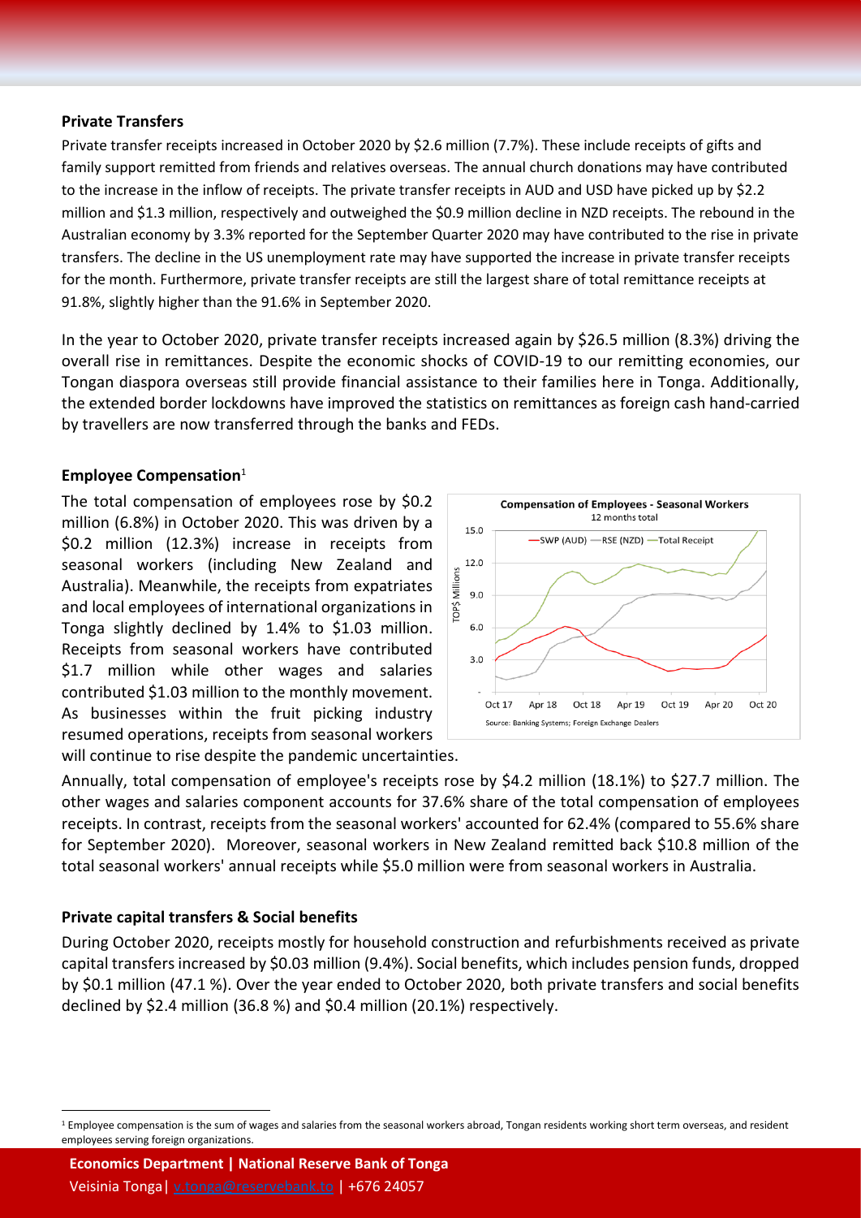### Private Transfers

Private transfer receipts increased in October 2020 by $2.6 million (7.7%). These include receipts of gifts and family support remitted from friends and relatives overseas. The annual church donations may have contributed to the increase in the inflow of receipts. The private transfer receipts in AUD and USD have picked up by $2.2 million and $1.3 million, respectively and outweighed the $0.9 million decline in NZD receipts. The rebound in the Australian economy by 3.3% reported for the September Quarter 2020 may have contributed to the rise in private transfers. The decline in the US unemployment rate may have supported the increase in private transfer receipts for the month. Furthermore, private transfer receipts are still the largest share of total remittance receipts at 91.8%, slightly higher than the 91.6% in September 2020.

In the year to October 2020, private transfer receipts increased again by $26.5 million (8.3%) driving the overall rise in remittances. Despite the economic shocks of COVID-19 to our remitting economies, our Tongan diaspora overseas still provide financial assistance to their families here in Tonga. Additionally, the extended border lockdowns have improved the statistics on remittances as foreign cash hand-carried by travellers are now transferred through the banks and FEDs.

### Employee Compensation[1]

The total compensation of employees rose by $0.2 million (6.8%) in October 2020. This was driven by a $0.2 million (12.3%) increase in receipts from seasonal workers (including New Zealand and Australia). Meanwhile, the receipts from expatriates and local employees of international organizations in Tonga slightly declined by 1.4% to $1.03 million. Receipts from seasonal workers have contributed $1.7 million while other wages and salaries contributed $1.03 million to the monthly movement. As businesses within the fruit picking industry resumed operations, receipts from seasonal workers will continue to rise despite the pandemic uncertainties.

**Compensation of Employees - Seasonal Workers**
12 months total

Source: Banking Systems; Foreign Exchange Dealers

Annually, total compensation of employee's receipts rose by $4.2 million (18.1%) to $27.7 million. The other wages and salaries component accounts for 37.6% share of the total compensation of employees receipts. In contrast, receipts from the seasonal workers' accounted for 62.4% (compared to 55.6% share for September 2020). Moreover, seasonal workers in New Zealand remitted back $10.8 million of the total seasonal workers' annual receipts while $5.0 million were from seasonal workers in Australia.

### Private capital transfers & Social benefits

During October 2020, receipts mostly for household construction and refurbishments received as private capital transfers increased by $0.03 million (9.4%). Social benefits, which includes pension funds, dropped by $0.1 million (47.1 %). Over the year ended to October 2020, both private transfers and social benefits declined by $2.4 million (36.8 %) and $0.4 million (20.1%) respectively.

[1] Employee compensation is the sum of wages and salaries from the seasonal workers abroad, Tongan residents working short term overseas, and resident employees serving foreign organizations.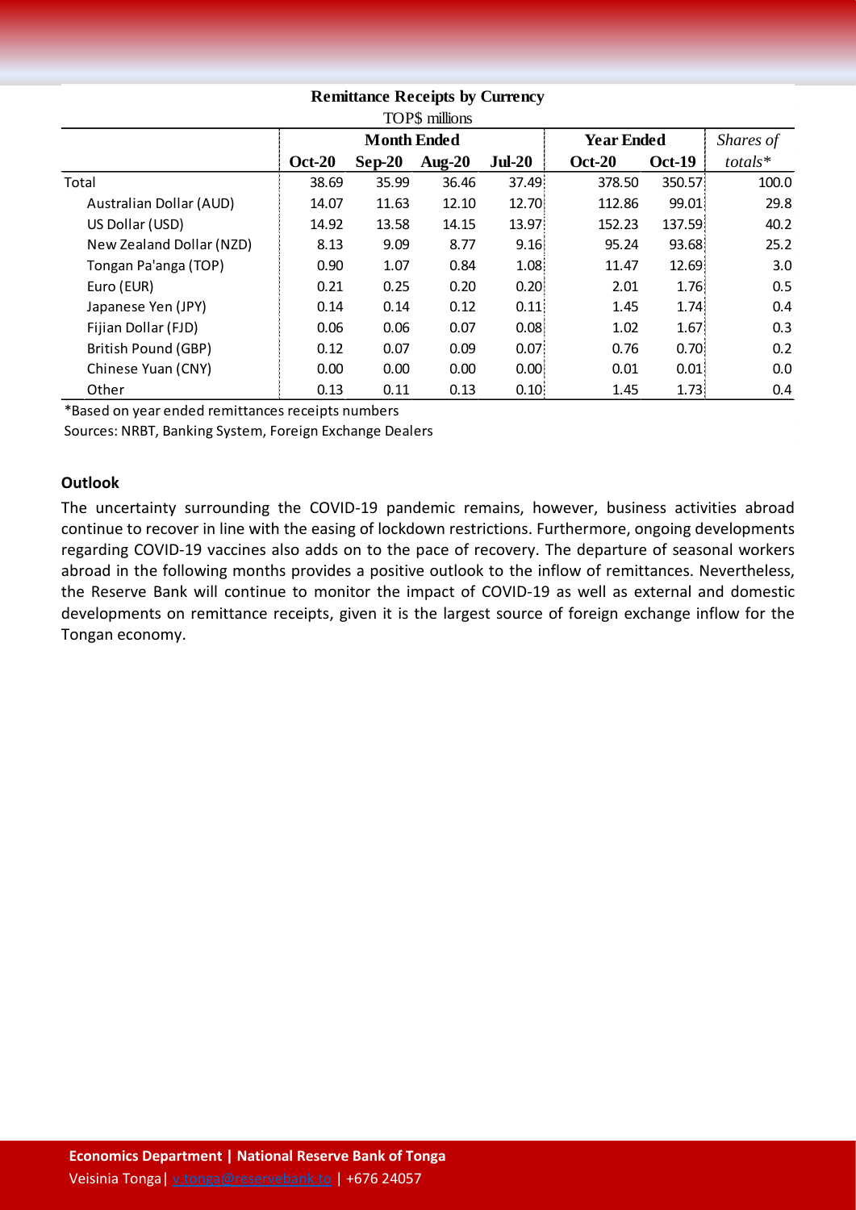**Remittance Receipts by Currency**

TOP$ millions

| | Month Ended | | | | Year Ended | | Shares of |
|---|---|---|---|---|---|---|---|
| | **Oct-20** | **Sep-20** | **Aug-20** | **Jul-20** | **Oct-20** | **Oct-19** | *totals\** |
| Total | 38.69 | 35.99 | 36.46 | 37.49 | 378.50 | 350.57 | 100.0 |
| Australian Dollar (AUD) | 14.07 | 11.63 | 12.10 | 12.70 | 112.86 | 99.01 | 29.8 |
| US Dollar (USD) | 14.92 | 13.58 | 14.15 | 13.97 | 152.23 | 137.59 | 40.2 |
| New Zealand Dollar (NZD) | 8.13 | 9.09 | 8.77 | 9.16 | 95.24 | 93.68 | 25.2 |
| Tongan Pa'anga (TOP) | 0.90 | 1.07 | 0.84 | 1.08 | 11.47 | 12.69 | 3.0 |
| Euro (EUR) | 0.21 | 0.25 | 0.20 | 0.20 | 2.01 | 1.76 | 0.5 |
| Japanese Yen (JPY) | 0.14 | 0.14 | 0.12 | 0.11 | 1.45 | 1.74 | 0.4 |
| Fijian Dollar (FJD) | 0.06 | 0.06 | 0.07 | 0.08 | 1.02 | 1.67 | 0.3 |
| British Pound (GBP) | 0.12 | 0.07 | 0.09 | 0.07 | 0.76 | 0.70 | 0.2 |
| Chinese Yuan (CNY) | 0.00 | 0.00 | 0.00 | 0.00 | 0.01 | 0.01 | 0.0 |
| Other | 0.13 | 0.11 | 0.13 | 0.10 | 1.45 | 1.73 | 0.4 |

*Based on year ended remittances receipts numbers

Sources: NRBT, Banking System, Foreign Exchange Dealers

**Outlook**

The uncertainty surrounding the COVID-19 pandemic remains, however, business activities abroad continue to recover in line with the easing of lockdown restrictions. Furthermore, ongoing developments regarding COVID-19 vaccines also adds on to the pace of recovery. The departure of seasonal workers abroad in the following months provides a positive outlook to the inflow of remittances. Nevertheless, the Reserve Bank will continue to monitor the impact of COVID-19 as well as external and domestic developments on remittance receipts, given it is the largest source of foreign exchange inflow for the Tongan economy.

**Economics Department | National Reserve Bank of Tonga**

Veisinia Tonga| v.tonga@reservebank.to | +676 24057